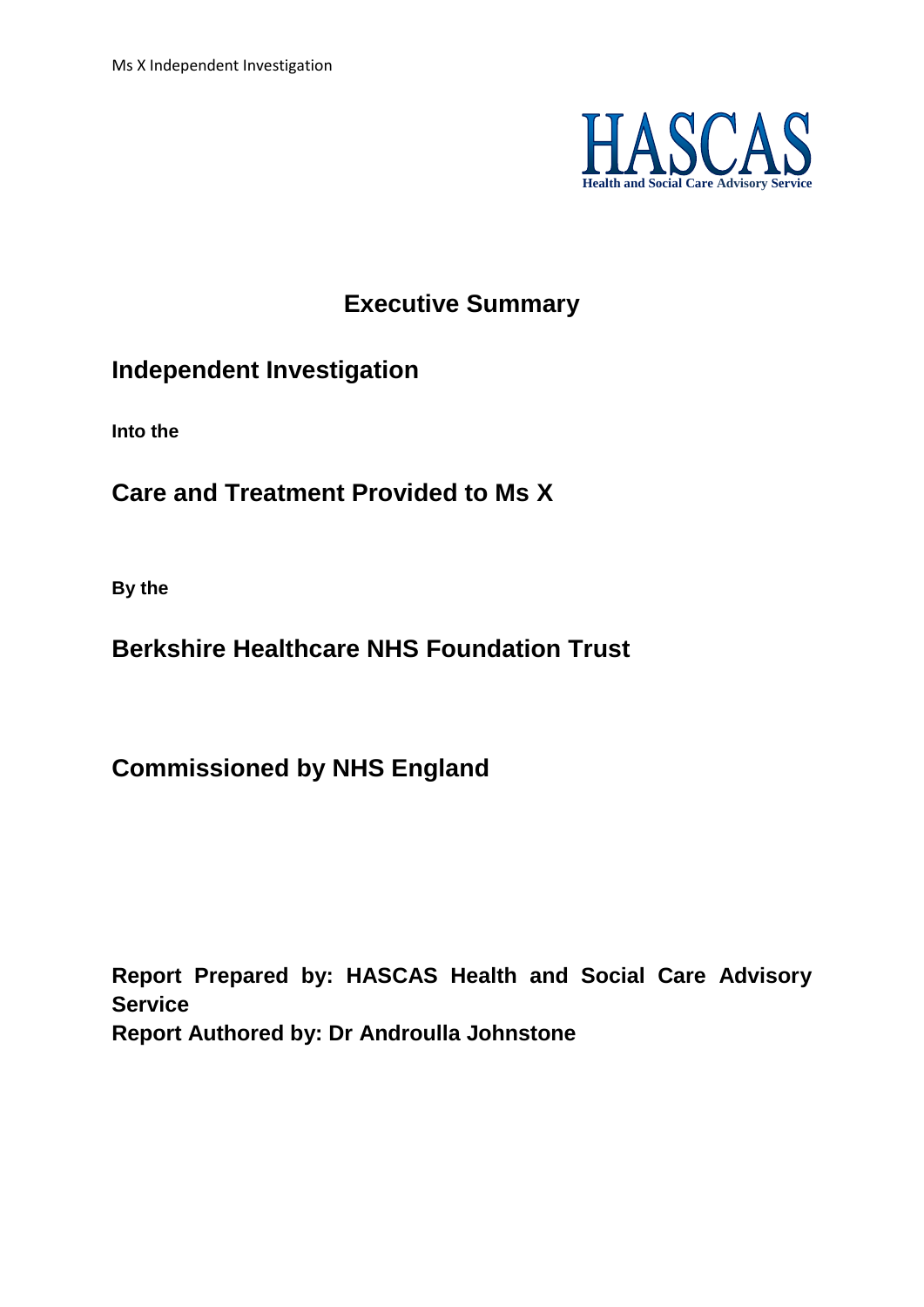HASCAS
Health and Social Care Advisory Service

# Executive Summary

## Independent Investigation

**Into the**

## Care and Treatment Provided to Ms X

**By the**

## Berkshire Healthcare NHS Foundation Trust

## Commissioned by NHS England

**Report Prepared by: HASCAS Health and Social Care Advisory Service**
**Report Authored by: Dr Androulla Johnstone**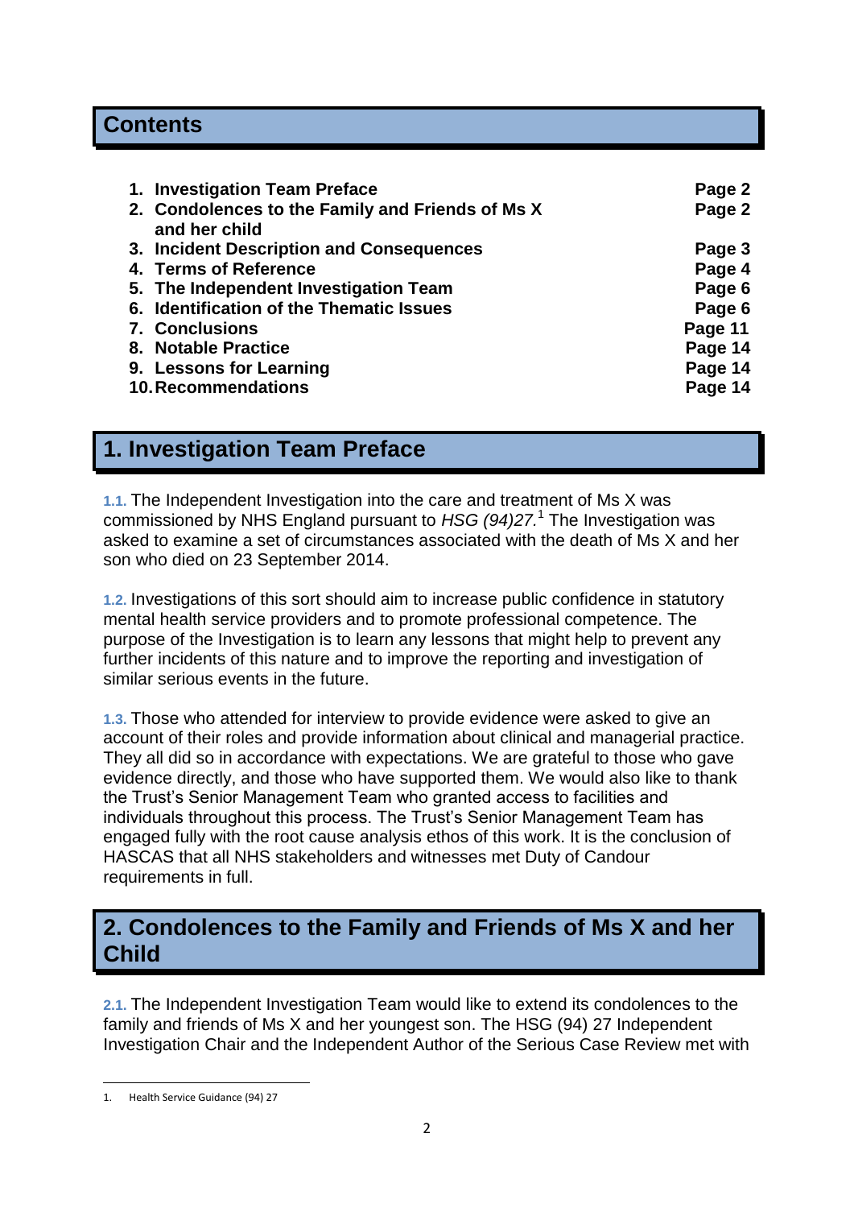## Contents

| | |
|---|---|
| 1. Investigation Team Preface | Page 2 |
| 2. Condolences to the Family and Friends of Ms X and her child | Page 2 |
| 3. Incident Description and Consequences | Page 3 |
| 4. Terms of Reference | Page 4 |
| 5. The Independent Investigation Team | Page 6 |
| 6. Identification of the Thematic Issues | Page 6 |
| 7. Conclusions | Page 11 |
| 8. Notable Practice | Page 14 |
| 9. Lessons for Learning | Page 14 |
| 10. Recommendations | Page 14 |

## 1. Investigation Team Preface

**1.1.** The Independent Investigation into the care and treatment of Ms X was commissioned by NHS England pursuant to *HSG (94)27.*[1] The Investigation was asked to examine a set of circumstances associated with the death of Ms X and her son who died on 23 September 2014.

**1.2.** Investigations of this sort should aim to increase public confidence in statutory mental health service providers and to promote professional competence. The purpose of the Investigation is to learn any lessons that might help to prevent any further incidents of this nature and to improve the reporting and investigation of similar serious events in the future.

**1.3.** Those who attended for interview to provide evidence were asked to give an account of their roles and provide information about clinical and managerial practice. They all did so in accordance with expectations. We are grateful to those who gave evidence directly, and those who have supported them. We would also like to thank the Trust's Senior Management Team who granted access to facilities and individuals throughout this process. The Trust's Senior Management Team has engaged fully with the root cause analysis ethos of this work. It is the conclusion of HASCAS that all NHS stakeholders and witnesses met Duty of Candour requirements in full.

## 2. Condolences to the Family and Friends of Ms X and her Child

**2.1.** The Independent Investigation Team would like to extend its condolences to the family and friends of Ms X and her youngest son. The HSG (94) 27 Independent Investigation Chair and the Independent Author of the Serious Case Review met with

---

1. Health Service Guidance (94) 27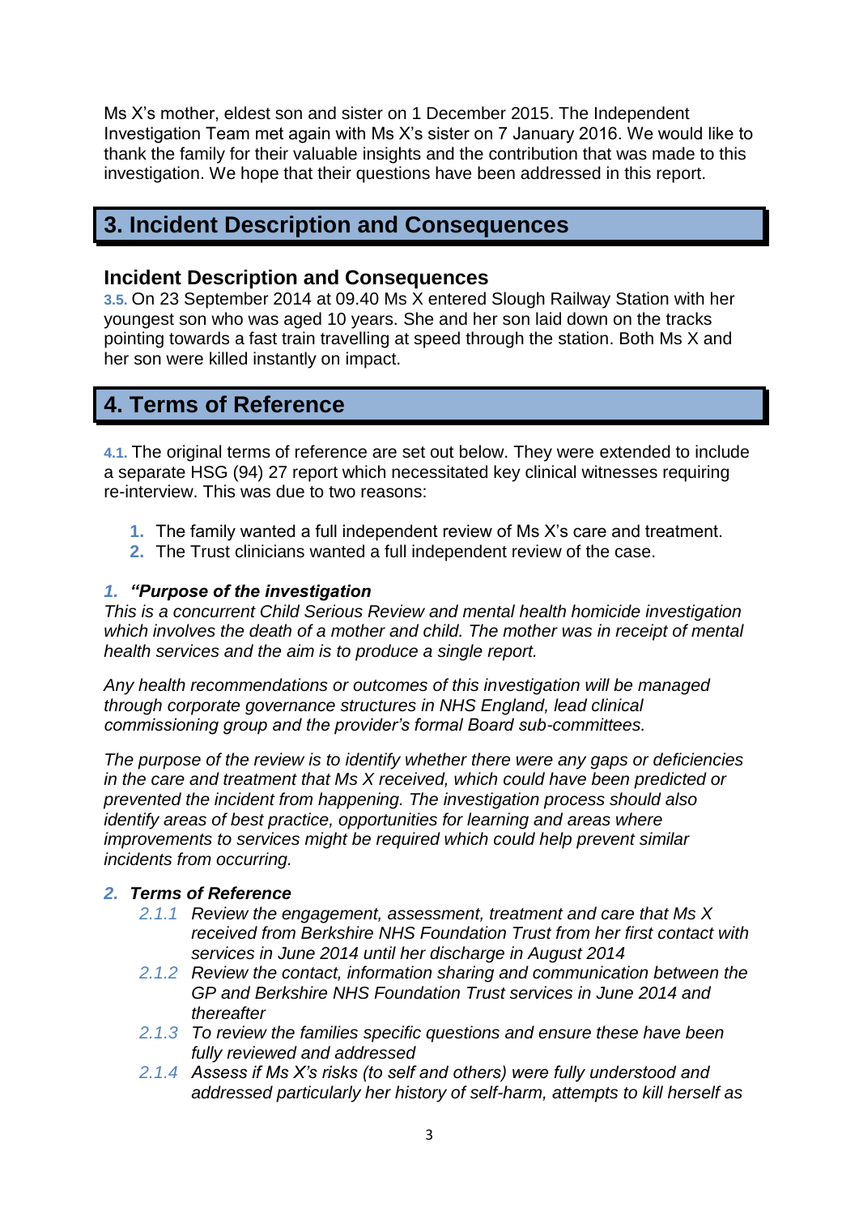Ms X's mother, eldest son and sister on 1 December 2015. The Independent Investigation Team met again with Ms X's sister on 7 January 2016. We would like to thank the family for their valuable insights and the contribution that was made to this investigation. We hope that their questions have been addressed in this report.

## 3. Incident Description and Consequences

### Incident Description and Consequences

**3.5.** On 23 September 2014 at 09.40 Ms X entered Slough Railway Station with her youngest son who was aged 10 years. She and her son laid down on the tracks pointing towards a fast train travelling at speed through the station. Both Ms X and her son were killed instantly on impact.

## 4. Terms of Reference

**4.1.** The original terms of reference are set out below. They were extended to include a separate HSG (94) 27 report which necessitated key clinical witnesses requiring re-interview. This was due to two reasons:

1. The family wanted a full independent review of Ms X's care and treatment.
2. The Trust clinicians wanted a full independent review of the case.

***1. "Purpose of the investigation***

*This is a concurrent Child Serious Review and mental health homicide investigation which involves the death of a mother and child. The mother was in receipt of mental health services and the aim is to produce a single report.*

*Any health recommendations or outcomes of this investigation will be managed through corporate governance structures in NHS England, lead clinical commissioning group and the provider's formal Board sub-committees.*

*The purpose of the review is to identify whether there were any gaps or deficiencies in the care and treatment that Ms X received, which could have been predicted or prevented the incident from happening. The investigation process should also identify areas of best practice, opportunities for learning and areas where improvements to services might be required which could help prevent similar incidents from occurring.*

***2. Terms of Reference***

- *2.1.1 Review the engagement, assessment, treatment and care that Ms X received from Berkshire NHS Foundation Trust from her first contact with services in June 2014 until her discharge in August 2014*
- *2.1.2 Review the contact, information sharing and communication between the GP and Berkshire NHS Foundation Trust services in June 2014 and thereafter*
- *2.1.3 To review the families specific questions and ensure these have been fully reviewed and addressed*
- *2.1.4 Assess if Ms X's risks (to self and others) were fully understood and addressed particularly her history of self-harm, attempts to kill herself as*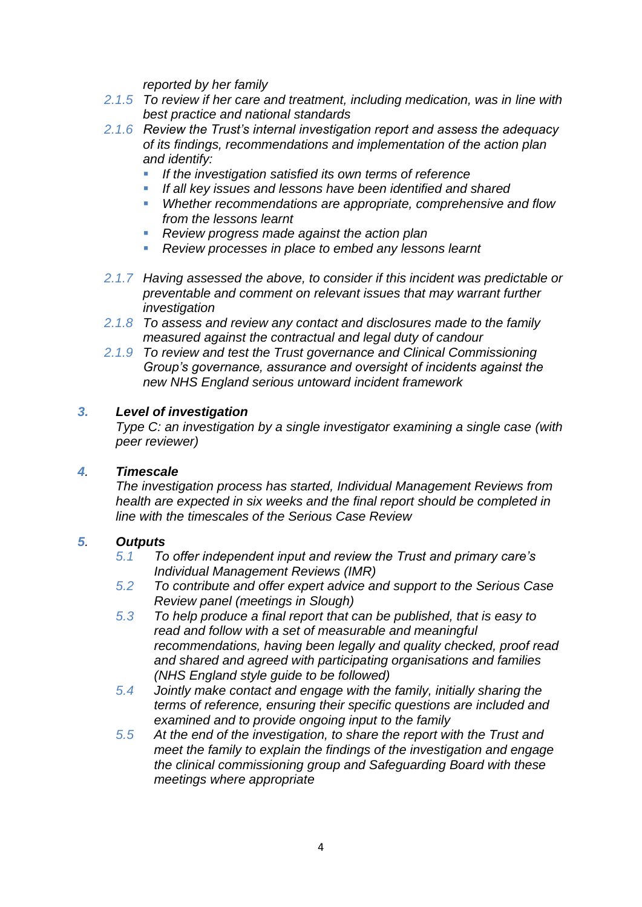*reported by her family*

*2.1.5 To review if her care and treatment, including medication, was in line with best practice and national standards*

*2.1.6 Review the Trust's internal investigation report and assess the adequacy of its findings, recommendations and implementation of the action plan and identify:*

- *If the investigation satisfied its own terms of reference*
- *If all key issues and lessons have been identified and shared*
- *Whether recommendations are appropriate, comprehensive and flow from the lessons learnt*
- *Review progress made against the action plan*
- *Review processes in place to embed any lessons learnt*

*2.1.7 Having assessed the above, to consider if this incident was predictable or preventable and comment on relevant issues that may warrant further investigation*

*2.1.8 To assess and review any contact and disclosures made to the family measured against the contractual and legal duty of candour*

*2.1.9 To review and test the Trust governance and Clinical Commissioning Group's governance, assurance and oversight of incidents against the new NHS England serious untoward incident framework*

### *3. Level of investigation*

*Type C: an investigation by a single investigator examining a single case (with peer reviewer)*

### *4. Timescale*

*The investigation process has started, Individual Management Reviews from health are expected in six weeks and the final report should be completed in line with the timescales of the Serious Case Review*

### *5. Outputs*

*5.1 To offer independent input and review the Trust and primary care's Individual Management Reviews (IMR)*

*5.2 To contribute and offer expert advice and support to the Serious Case Review panel (meetings in Slough)*

*5.3 To help produce a final report that can be published, that is easy to read and follow with a set of measurable and meaningful recommendations, having been legally and quality checked, proof read and shared and agreed with participating organisations and families (NHS England style guide to be followed)*

*5.4 Jointly make contact and engage with the family, initially sharing the terms of reference, ensuring their specific questions are included and examined and to provide ongoing input to the family*

*5.5 At the end of the investigation, to share the report with the Trust and meet the family to explain the findings of the investigation and engage the clinical commissioning group and Safeguarding Board with these meetings where appropriate*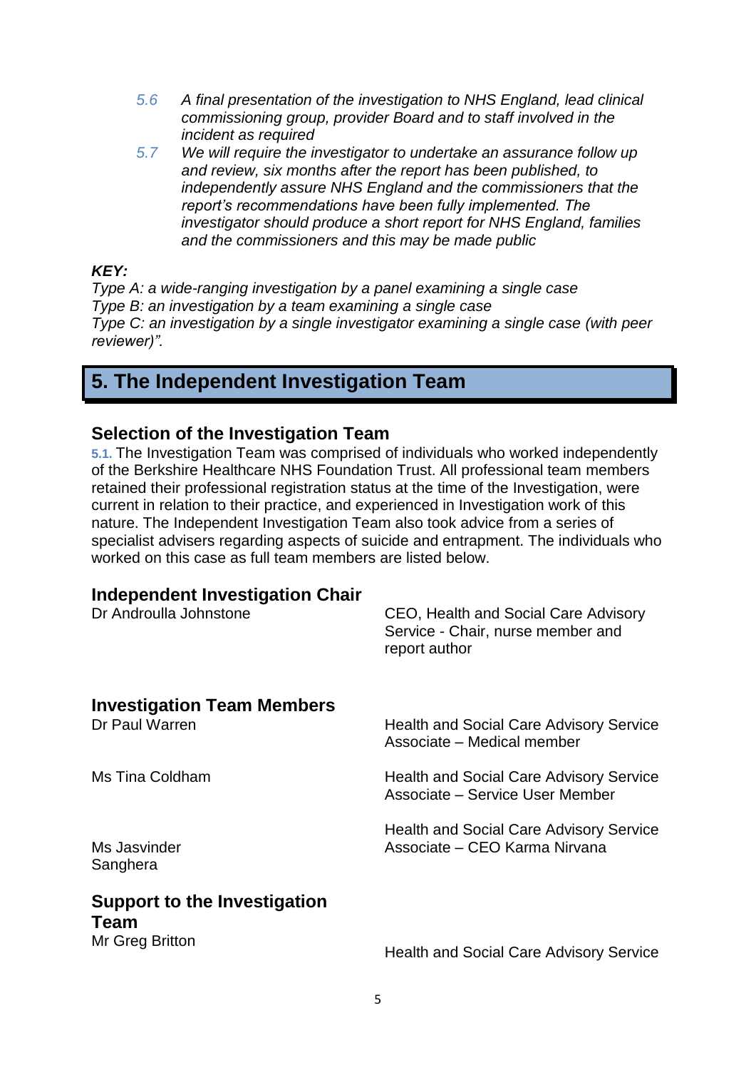*5.6 A final presentation of the investigation to NHS England, lead clinical commissioning group, provider Board and to staff involved in the incident as required*

*5.7 We will require the investigator to undertake an assurance follow up and review, six months after the report has been published, to independently assure NHS England and the commissioners that the report's recommendations have been fully implemented. The investigator should produce a short report for NHS England, families and the commissioners and this may be made public*

***KEY:***

*Type A: a wide-ranging investigation by a panel examining a single case*
*Type B: an investigation by a team examining a single case*
*Type C: an investigation by a single investigator examining a single case (with peer reviewer)".*

# 5. The Independent Investigation Team

## Selection of the Investigation Team

5.1. The Investigation Team was comprised of individuals who worked independently of the Berkshire Healthcare NHS Foundation Trust. All professional team members retained their professional registration status at the time of the Investigation, were current in relation to their practice, and experienced in Investigation work of this nature. The Independent Investigation Team also took advice from a series of specialist advisers regarding aspects of suicide and entrapment. The individuals who worked on this case as full team members are listed below.

### Independent Investigation Chair

| | |
|---|---|
| Dr Androulla Johnstone | CEO, Health and Social Care Advisory Service - Chair, nurse member and report author |

### Investigation Team Members

| | |
|---|---|
| Dr Paul Warren | Health and Social Care Advisory Service Associate – Medical member |
| Ms Tina Coldham | Health and Social Care Advisory Service Associate – Service User Member |
| Ms Jasvinder Sanghera | Health and Social Care Advisory Service Associate – CEO Karma Nirvana |

### Support to the Investigation Team

| | |
|---|---|
| Mr Greg Britton | Health and Social Care Advisory Service |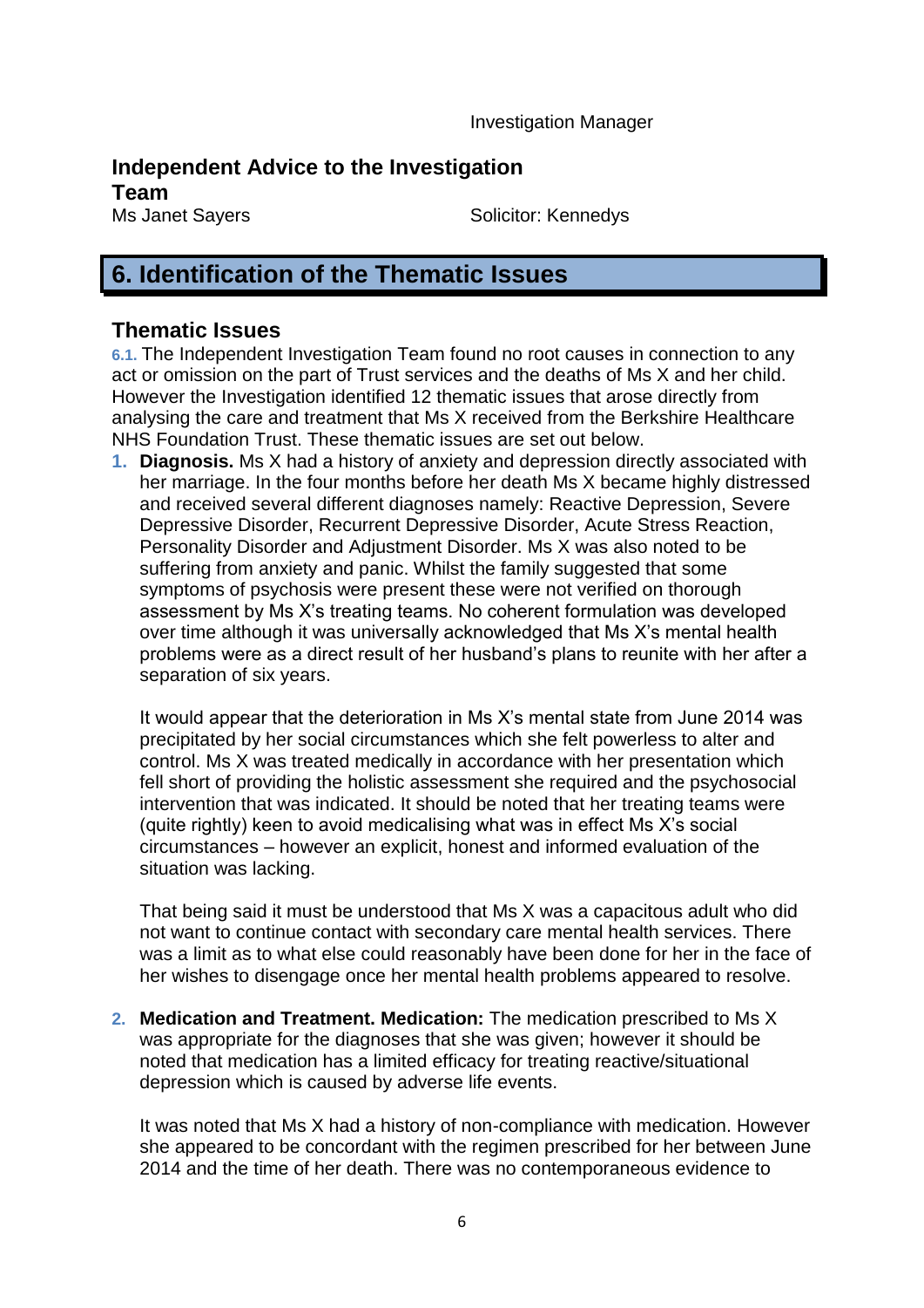Investigation Manager

**Independent Advice to the Investigation Team**

Ms Janet Sayers — Solicitor: Kennedys

# 6. Identification of the Thematic Issues

## Thematic Issues

**6.1.** The Independent Investigation Team found no root causes in connection to any act or omission on the part of Trust services and the deaths of Ms X and her child. However the Investigation identified 12 thematic issues that arose directly from analysing the care and treatment that Ms X received from the Berkshire Healthcare NHS Foundation Trust. These thematic issues are set out below.

1. **Diagnosis.** Ms X had a history of anxiety and depression directly associated with her marriage. In the four months before her death Ms X became highly distressed and received several different diagnoses namely: Reactive Depression, Severe Depressive Disorder, Recurrent Depressive Disorder, Acute Stress Reaction, Personality Disorder and Adjustment Disorder. Ms X was also noted to be suffering from anxiety and panic. Whilst the family suggested that some symptoms of psychosis were present these were not verified on thorough assessment by Ms X's treating teams. No coherent formulation was developed over time although it was universally acknowledged that Ms X's mental health problems were as a direct result of her husband's plans to reunite with her after a separation of six years.

   It would appear that the deterioration in Ms X's mental state from June 2014 was precipitated by her social circumstances which she felt powerless to alter and control. Ms X was treated medically in accordance with her presentation which fell short of providing the holistic assessment she required and the psychosocial intervention that was indicated. It should be noted that her treating teams were (quite rightly) keen to avoid medicalising what was in effect Ms X's social circumstances – however an explicit, honest and informed evaluation of the situation was lacking.

   That being said it must be understood that Ms X was a capacitous adult who did not want to continue contact with secondary care mental health services. There was a limit as to what else could reasonably have been done for her in the face of her wishes to disengage once her mental health problems appeared to resolve.

2. **Medication and Treatment. Medication:** The medication prescribed to Ms X was appropriate for the diagnoses that she was given; however it should be noted that medication has a limited efficacy for treating reactive/situational depression which is caused by adverse life events.

   It was noted that Ms X had a history of non-compliance with medication. However she appeared to be concordant with the regimen prescribed for her between June 2014 and the time of her death. There was no contemporaneous evidence to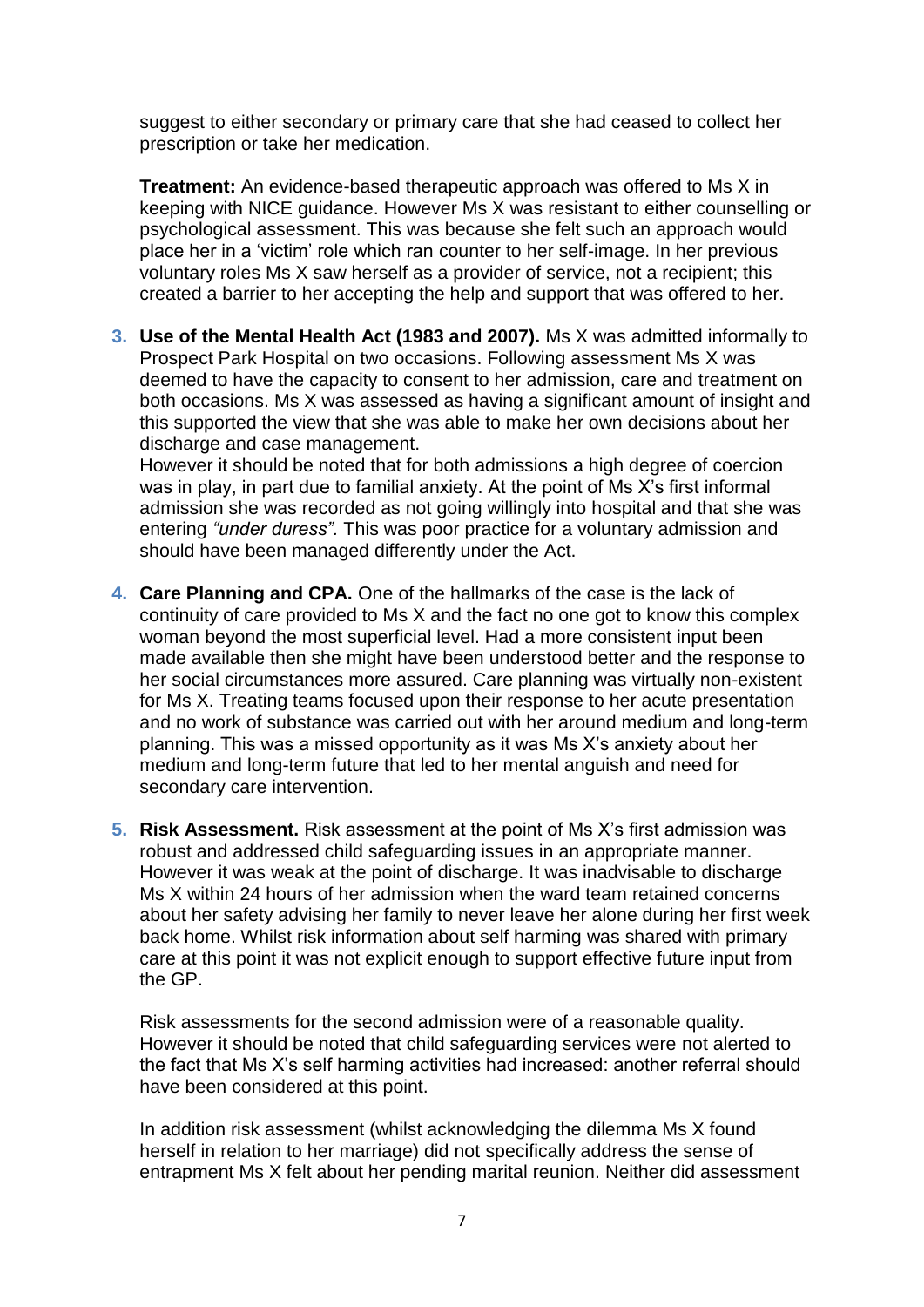suggest to either secondary or primary care that she had ceased to collect her prescription or take her medication.

**Treatment:** An evidence-based therapeutic approach was offered to Ms X in keeping with NICE guidance. However Ms X was resistant to either counselling or psychological assessment. This was because she felt such an approach would place her in a 'victim' role which ran counter to her self-image. In her previous voluntary roles Ms X saw herself as a provider of service, not a recipient; this created a barrier to her accepting the help and support that was offered to her.

3. **Use of the Mental Health Act (1983 and 2007).** Ms X was admitted informally to Prospect Park Hospital on two occasions. Following assessment Ms X was deemed to have the capacity to consent to her admission, care and treatment on both occasions. Ms X was assessed as having a significant amount of insight and this supported the view that she was able to make her own decisions about her discharge and case management.
   However it should be noted that for both admissions a high degree of coercion was in play, in part due to familial anxiety. At the point of Ms X's first informal admission she was recorded as not going willingly into hospital and that she was entering *"under duress".* This was poor practice for a voluntary admission and should have been managed differently under the Act.

4. **Care Planning and CPA.** One of the hallmarks of the case is the lack of continuity of care provided to Ms X and the fact no one got to know this complex woman beyond the most superficial level. Had a more consistent input been made available then she might have been understood better and the response to her social circumstances more assured. Care planning was virtually non-existent for Ms X. Treating teams focused upon their response to her acute presentation and no work of substance was carried out with her around medium and long-term planning. This was a missed opportunity as it was Ms X's anxiety about her medium and long-term future that led to her mental anguish and need for secondary care intervention.

5. **Risk Assessment.** Risk assessment at the point of Ms X's first admission was robust and addressed child safeguarding issues in an appropriate manner. However it was weak at the point of discharge. It was inadvisable to discharge Ms X within 24 hours of her admission when the ward team retained concerns about her safety advising her family to never leave her alone during her first week back home. Whilst risk information about self harming was shared with primary care at this point it was not explicit enough to support effective future input from the GP.

   Risk assessments for the second admission were of a reasonable quality. However it should be noted that child safeguarding services were not alerted to the fact that Ms X's self harming activities had increased: another referral should have been considered at this point.

   In addition risk assessment (whilst acknowledging the dilemma Ms X found herself in relation to her marriage) did not specifically address the sense of entrapment Ms X felt about her pending marital reunion. Neither did assessment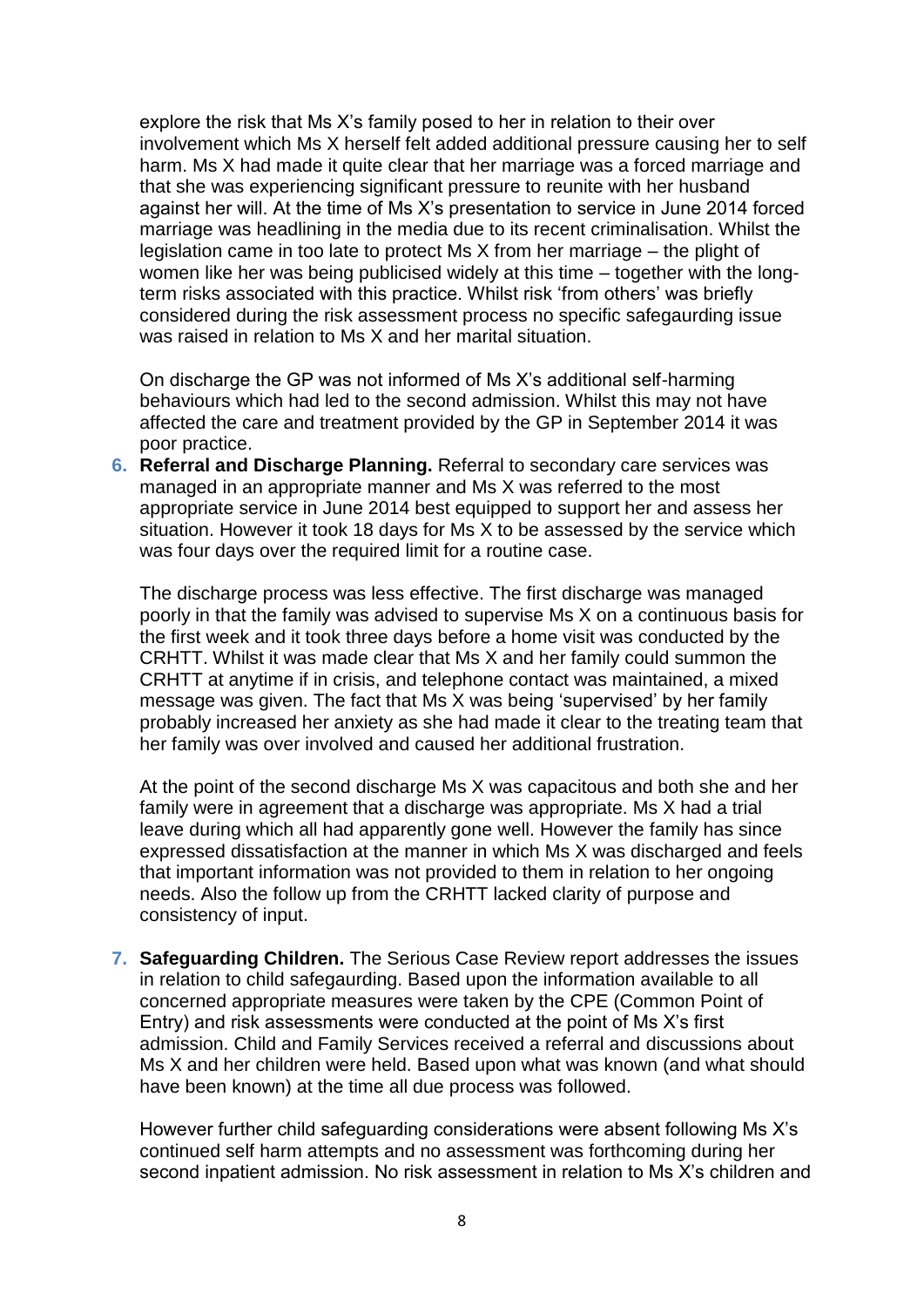explore the risk that Ms X's family posed to her in relation to their over involvement which Ms X herself felt added additional pressure causing her to self harm. Ms X had made it quite clear that her marriage was a forced marriage and that she was experiencing significant pressure to reunite with her husband against her will. At the time of Ms X's presentation to service in June 2014 forced marriage was headlining in the media due to its recent criminalisation. Whilst the legislation came in too late to protect Ms X from her marriage – the plight of women like her was being publicised widely at this time – together with the long-term risks associated with this practice. Whilst risk 'from others' was briefly considered during the risk assessment process no specific safeguarding issue was raised in relation to Ms X and her marital situation.

On discharge the GP was not informed of Ms X's additional self-harming behaviours which had led to the second admission. Whilst this may not have affected the care and treatment provided by the GP in September 2014 it was poor practice.

6. **Referral and Discharge Planning.** Referral to secondary care services was managed in an appropriate manner and Ms X was referred to the most appropriate service in June 2014 best equipped to support her and assess her situation. However it took 18 days for Ms X to be assessed by the service which was four days over the required limit for a routine case.

   The discharge process was less effective. The first discharge was managed poorly in that the family was advised to supervise Ms X on a continuous basis for the first week and it took three days before a home visit was conducted by the CRHTT. Whilst it was made clear that Ms X and her family could summon the CRHTT at anytime if in crisis, and telephone contact was maintained, a mixed message was given. The fact that Ms X was being 'supervised' by her family probably increased her anxiety as she had made it clear to the treating team that her family was over involved and caused her additional frustration.

   At the point of the second discharge Ms X was capacitous and both she and her family were in agreement that a discharge was appropriate. Ms X had a trial leave during which all had apparently gone well. However the family has since expressed dissatisfaction at the manner in which Ms X was discharged and feels that important information was not provided to them in relation to her ongoing needs. Also the follow up from the CRHTT lacked clarity of purpose and consistency of input.

7. **Safeguarding Children.** The Serious Case Review report addresses the issues in relation to child safeguarding. Based upon the information available to all concerned appropriate measures were taken by the CPE (Common Point of Entry) and risk assessments were conducted at the point of Ms X's first admission. Child and Family Services received a referral and discussions about Ms X and her children were held. Based upon what was known (and what should have been known) at the time all due process was followed.

   However further child safeguarding considerations were absent following Ms X's continued self harm attempts and no assessment was forthcoming during her second inpatient admission. No risk assessment in relation to Ms X's children and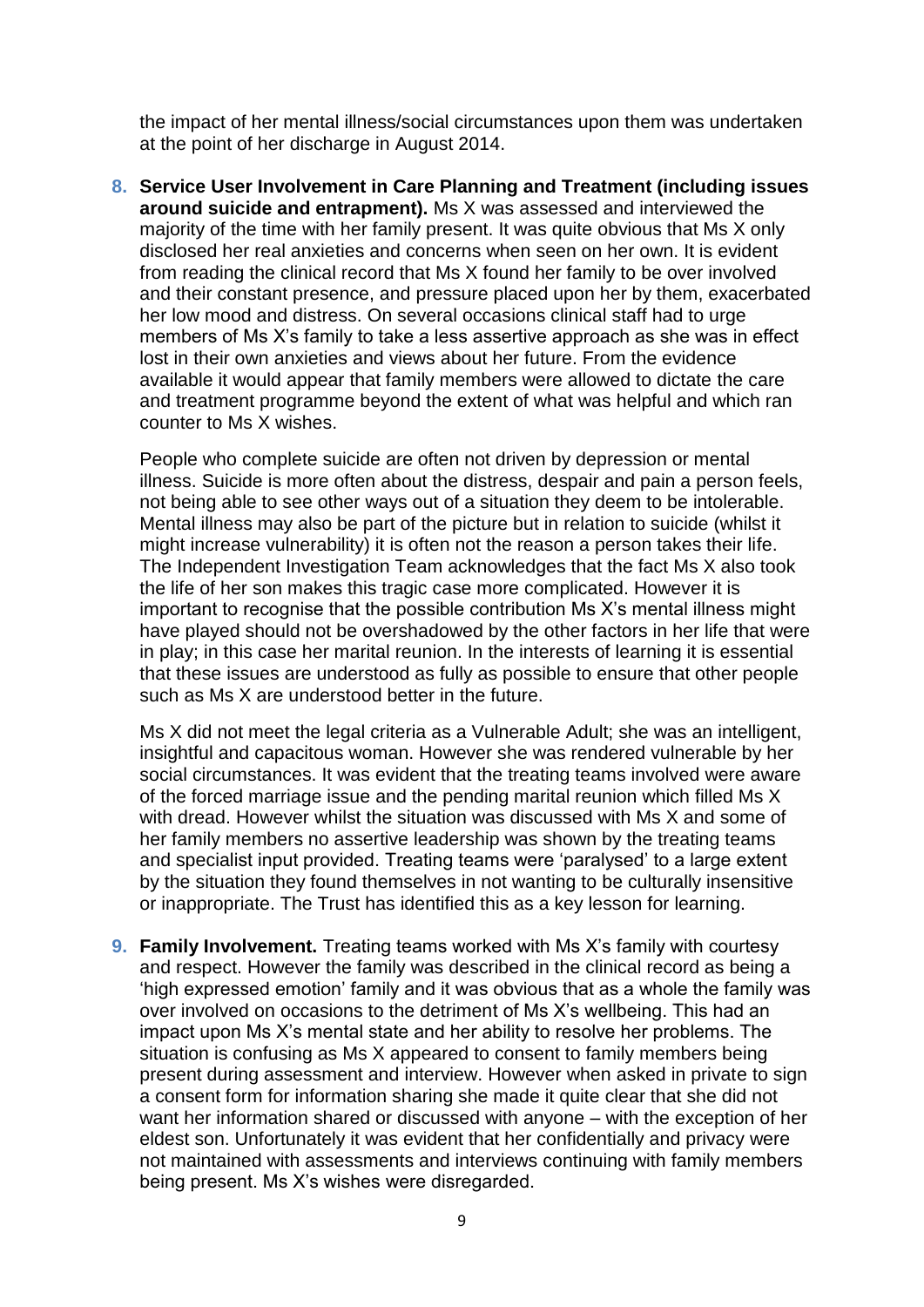the impact of her mental illness/social circumstances upon them was undertaken at the point of her discharge in August 2014.

8. **Service User Involvement in Care Planning and Treatment (including issues around suicide and entrapment).** Ms X was assessed and interviewed the majority of the time with her family present. It was quite obvious that Ms X only disclosed her real anxieties and concerns when seen on her own. It is evident from reading the clinical record that Ms X found her family to be over involved and their constant presence, and pressure placed upon her by them, exacerbated her low mood and distress. On several occasions clinical staff had to urge members of Ms X's family to take a less assertive approach as she was in effect lost in their own anxieties and views about her future. From the evidence available it would appear that family members were allowed to dictate the care and treatment programme beyond the extent of what was helpful and which ran counter to Ms X wishes.

   People who complete suicide are often not driven by depression or mental illness. Suicide is more often about the distress, despair and pain a person feels, not being able to see other ways out of a situation they deem to be intolerable. Mental illness may also be part of the picture but in relation to suicide (whilst it might increase vulnerability) it is often not the reason a person takes their life. The Independent Investigation Team acknowledges that the fact Ms X also took the life of her son makes this tragic case more complicated. However it is important to recognise that the possible contribution Ms X's mental illness might have played should not be overshadowed by the other factors in her life that were in play; in this case her marital reunion. In the interests of learning it is essential that these issues are understood as fully as possible to ensure that other people such as Ms X are understood better in the future.

   Ms X did not meet the legal criteria as a Vulnerable Adult; she was an intelligent, insightful and capacitous woman. However she was rendered vulnerable by her social circumstances. It was evident that the treating teams involved were aware of the forced marriage issue and the pending marital reunion which filled Ms X with dread. However whilst the situation was discussed with Ms X and some of her family members no assertive leadership was shown by the treating teams and specialist input provided. Treating teams were 'paralysed' to a large extent by the situation they found themselves in not wanting to be culturally insensitive or inappropriate. The Trust has identified this as a key lesson for learning.

9. **Family Involvement.** Treating teams worked with Ms X's family with courtesy and respect. However the family was described in the clinical record as being a 'high expressed emotion' family and it was obvious that as a whole the family was over involved on occasions to the detriment of Ms X's wellbeing. This had an impact upon Ms X's mental state and her ability to resolve her problems. The situation is confusing as Ms X appeared to consent to family members being present during assessment and interview. However when asked in private to sign a consent form for information sharing she made it quite clear that she did not want her information shared or discussed with anyone – with the exception of her eldest son. Unfortunately it was evident that her confidentially and privacy were not maintained with assessments and interviews continuing with family members being present. Ms X's wishes were disregarded.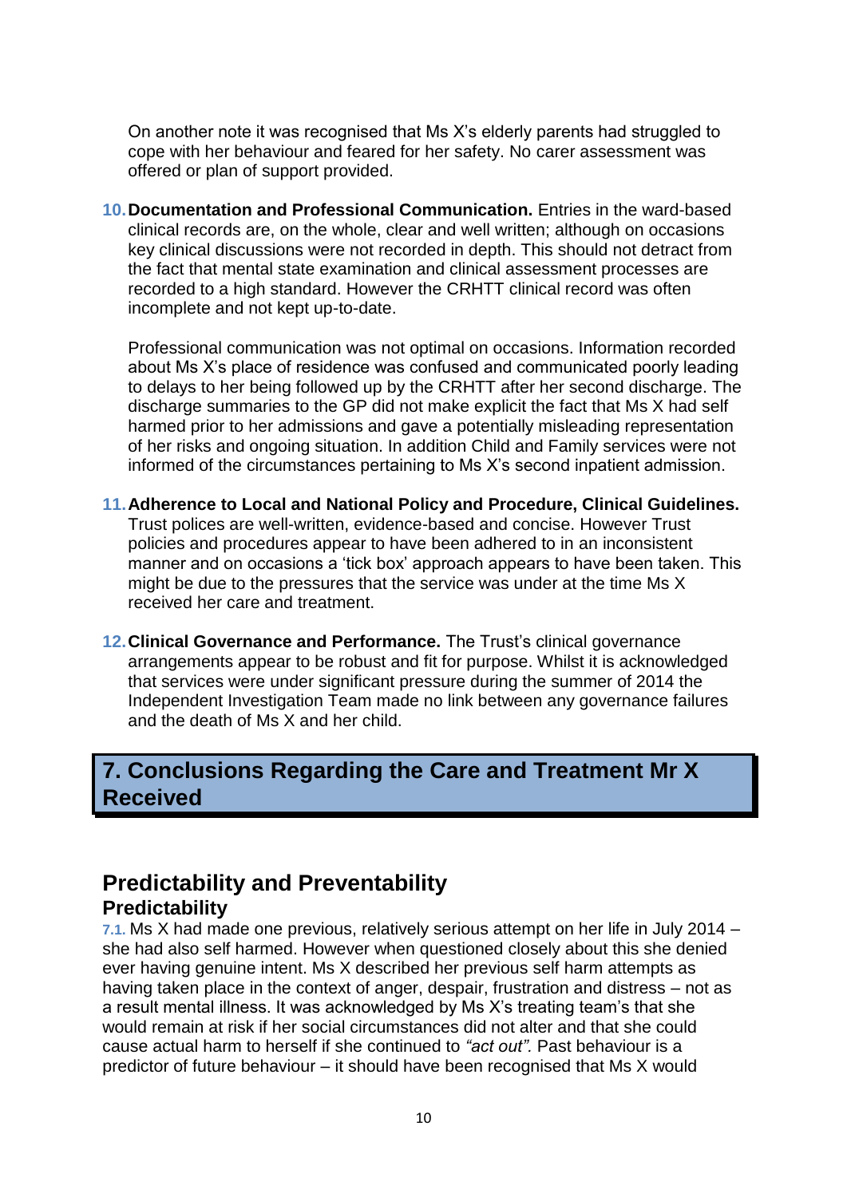On another note it was recognised that Ms X's elderly parents had struggled to cope with her behaviour and feared for her safety. No carer assessment was offered or plan of support provided.

10. **Documentation and Professional Communication.** Entries in the ward-based clinical records are, on the whole, clear and well written; although on occasions key clinical discussions were not recorded in depth. This should not detract from the fact that mental state examination and clinical assessment processes are recorded to a high standard. However the CRHTT clinical record was often incomplete and not kept up-to-date.

    Professional communication was not optimal on occasions. Information recorded about Ms X's place of residence was confused and communicated poorly leading to delays to her being followed up by the CRHTT after her second discharge. The discharge summaries to the GP did not make explicit the fact that Ms X had self harmed prior to her admissions and gave a potentially misleading representation of her risks and ongoing situation. In addition Child and Family services were not informed of the circumstances pertaining to Ms X's second inpatient admission.

11. **Adherence to Local and National Policy and Procedure, Clinical Guidelines.** Trust polices are well-written, evidence-based and concise. However Trust policies and procedures appear to have been adhered to in an inconsistent manner and on occasions a 'tick box' approach appears to have been taken. This might be due to the pressures that the service was under at the time Ms X received her care and treatment.

12. **Clinical Governance and Performance.** The Trust's clinical governance arrangements appear to be robust and fit for purpose. Whilst it is acknowledged that services were under significant pressure during the summer of 2014 the Independent Investigation Team made no link between any governance failures and the death of Ms X and her child.

# 7. Conclusions Regarding the Care and Treatment Mr X Received

## Predictability and Preventability

### Predictability

7.1. Ms X had made one previous, relatively serious attempt on her life in July 2014 – she had also self harmed. However when questioned closely about this she denied ever having genuine intent. Ms X described her previous self harm attempts as having taken place in the context of anger, despair, frustration and distress – not as a result mental illness. It was acknowledged by Ms X's treating team's that she would remain at risk if her social circumstances did not alter and that she could cause actual harm to herself if she continued to *"act out".* Past behaviour is a predictor of future behaviour – it should have been recognised that Ms X would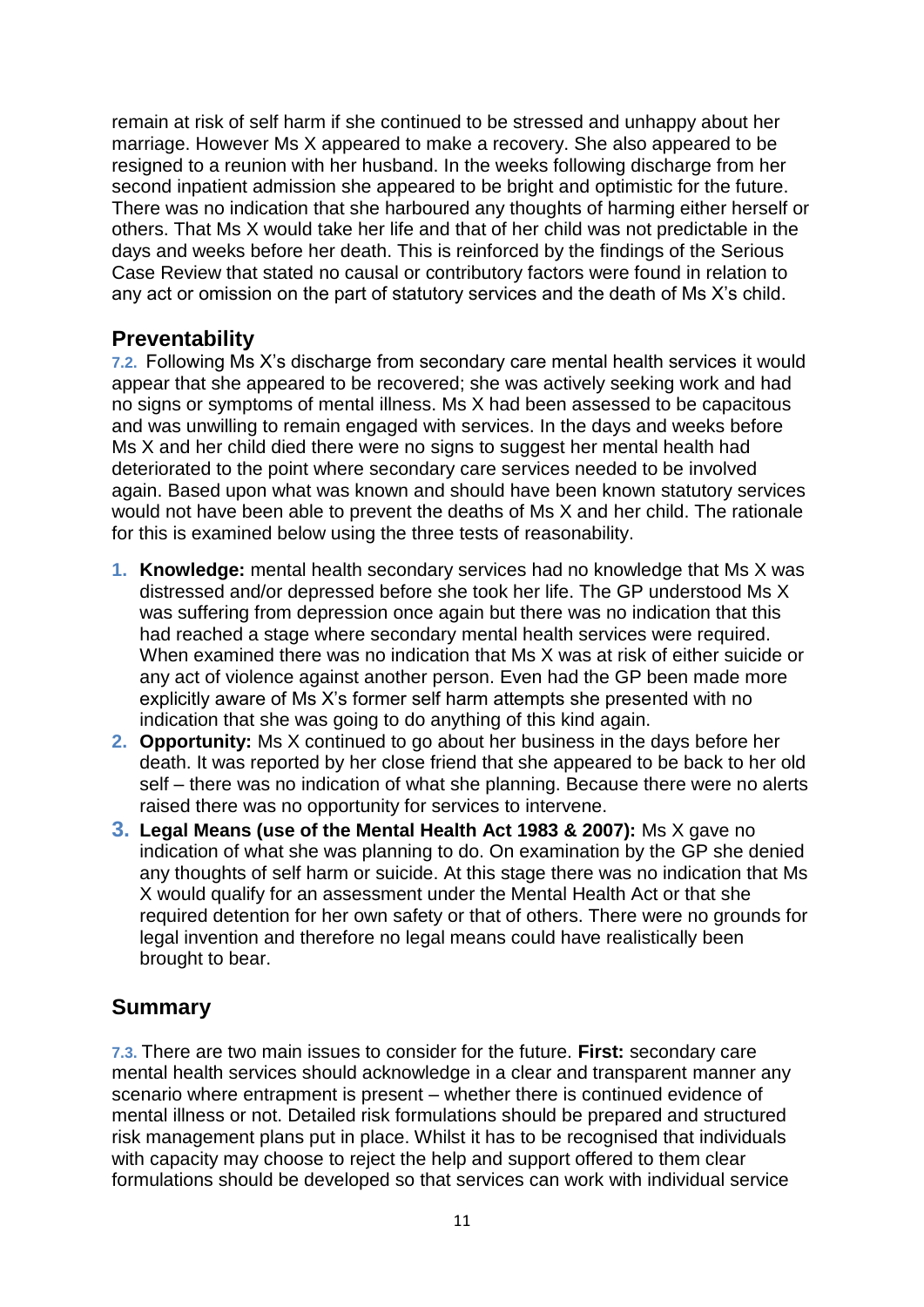remain at risk of self harm if she continued to be stressed and unhappy about her marriage. However Ms X appeared to make a recovery. She also appeared to be resigned to a reunion with her husband. In the weeks following discharge from her second inpatient admission she appeared to be bright and optimistic for the future. There was no indication that she harboured any thoughts of harming either herself or others. That Ms X would take her life and that of her child was not predictable in the days and weeks before her death. This is reinforced by the findings of the Serious Case Review that stated no causal or contributory factors were found in relation to any act or omission on the part of statutory services and the death of Ms X's child.

## Preventability

7.2. Following Ms X's discharge from secondary care mental health services it would appear that she appeared to be recovered; she was actively seeking work and had no signs or symptoms of mental illness. Ms X had been assessed to be capacitous and was unwilling to remain engaged with services. In the days and weeks before Ms X and her child died there were no signs to suggest her mental health had deteriorated to the point where secondary care services needed to be involved again. Based upon what was known and should have been known statutory services would not have been able to prevent the deaths of Ms X and her child. The rationale for this is examined below using the three tests of reasonability.

1. **Knowledge:** mental health secondary services had no knowledge that Ms X was distressed and/or depressed before she took her life. The GP understood Ms X was suffering from depression once again but there was no indication that this had reached a stage where secondary mental health services were required. When examined there was no indication that Ms X was at risk of either suicide or any act of violence against another person. Even had the GP been made more explicitly aware of Ms X's former self harm attempts she presented with no indication that she was going to do anything of this kind again.
2. **Opportunity:** Ms X continued to go about her business in the days before her death. It was reported by her close friend that she appeared to be back to her old self – there was no indication of what she planning. Because there were no alerts raised there was no opportunity for services to intervene.
3. **Legal Means (use of the Mental Health Act 1983 & 2007):** Ms X gave no indication of what she was planning to do. On examination by the GP she denied any thoughts of self harm or suicide. At this stage there was no indication that Ms X would qualify for an assessment under the Mental Health Act or that she required detention for her own safety or that of others. There were no grounds for legal invention and therefore no legal means could have realistically been brought to bear.

## Summary

7.3. There are two main issues to consider for the future. **First:** secondary care mental health services should acknowledge in a clear and transparent manner any scenario where entrapment is present – whether there is continued evidence of mental illness or not. Detailed risk formulations should be prepared and structured risk management plans put in place. Whilst it has to be recognised that individuals with capacity may choose to reject the help and support offered to them clear formulations should be developed so that services can work with individual service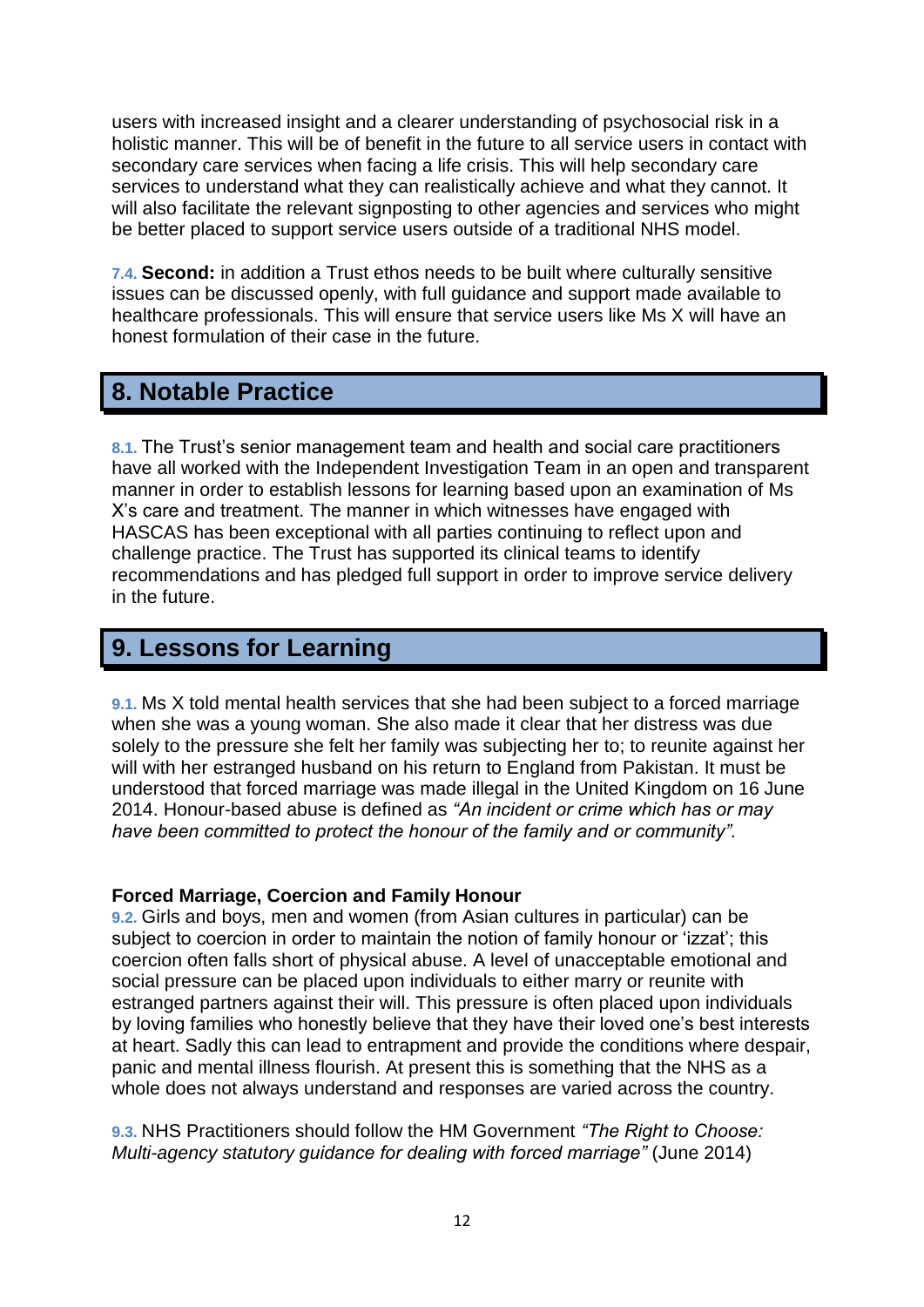users with increased insight and a clearer understanding of psychosocial risk in a holistic manner. This will be of benefit in the future to all service users in contact with secondary care services when facing a life crisis. This will help secondary care services to understand what they can realistically achieve and what they cannot. It will also facilitate the relevant signposting to other agencies and services who might be better placed to support service users outside of a traditional NHS model.

7.4. **Second:** in addition a Trust ethos needs to be built where culturally sensitive issues can be discussed openly, with full guidance and support made available to healthcare professionals. This will ensure that service users like Ms X will have an honest formulation of their case in the future.

## 8. Notable Practice

8.1. The Trust's senior management team and health and social care practitioners have all worked with the Independent Investigation Team in an open and transparent manner in order to establish lessons for learning based upon an examination of Ms X's care and treatment. The manner in which witnesses have engaged with HASCAS has been exceptional with all parties continuing to reflect upon and challenge practice. The Trust has supported its clinical teams to identify recommendations and has pledged full support in order to improve service delivery in the future.

## 9. Lessons for Learning

9.1. Ms X told mental health services that she had been subject to a forced marriage when she was a young woman. She also made it clear that her distress was due solely to the pressure she felt her family was subjecting her to; to reunite against her will with her estranged husband on his return to England from Pakistan. It must be understood that forced marriage was made illegal in the United Kingdom on 16 June 2014. Honour-based abuse is defined as *"An incident or crime which has or may have been committed to protect the honour of the family and or community".*

**Forced Marriage, Coercion and Family Honour**

9.2. Girls and boys, men and women (from Asian cultures in particular) can be subject to coercion in order to maintain the notion of family honour or 'izzat'; this coercion often falls short of physical abuse. A level of unacceptable emotional and social pressure can be placed upon individuals to either marry or reunite with estranged partners against their will. This pressure is often placed upon individuals by loving families who honestly believe that they have their loved one's best interests at heart. Sadly this can lead to entrapment and provide the conditions where despair, panic and mental illness flourish. At present this is something that the NHS as a whole does not always understand and responses are varied across the country.

9.3. NHS Practitioners should follow the HM Government *"The Right to Choose: Multi-agency statutory guidance for dealing with forced marriage"* (June 2014)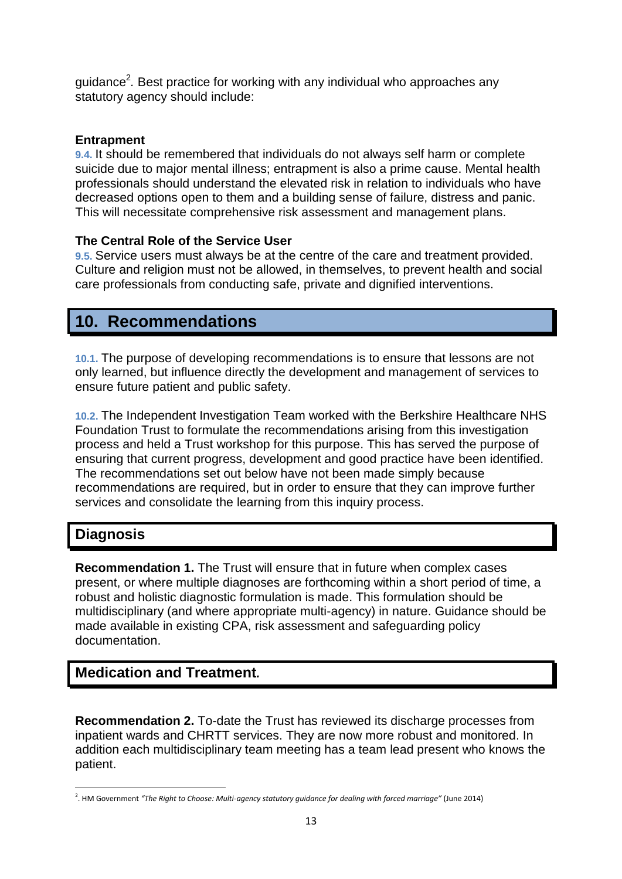guidance[2]. Best practice for working with any individual who approaches any statutory agency should include:

**Entrapment**

9.4. It should be remembered that individuals do not always self harm or complete suicide due to major mental illness; entrapment is also a prime cause. Mental health professionals should understand the elevated risk in relation to individuals who have decreased options open to them and a building sense of failure, distress and panic. This will necessitate comprehensive risk assessment and management plans.

**The Central Role of the Service User**

9.5. Service users must always be at the centre of the care and treatment provided. Culture and religion must not be allowed, in themselves, to prevent health and social care professionals from conducting safe, private and dignified interventions.

## 10. Recommendations

10.1. The purpose of developing recommendations is to ensure that lessons are not only learned, but influence directly the development and management of services to ensure future patient and public safety.

10.2. The Independent Investigation Team worked with the Berkshire Healthcare NHS Foundation Trust to formulate the recommendations arising from this investigation process and held a Trust workshop for this purpose. This has served the purpose of ensuring that current progress, development and good practice have been identified. The recommendations set out below have not been made simply because recommendations are required, but in order to ensure that they can improve further services and consolidate the learning from this inquiry process.

### Diagnosis

**Recommendation 1.** The Trust will ensure that in future when complex cases present, or where multiple diagnoses are forthcoming within a short period of time, a robust and holistic diagnostic formulation is made. This formulation should be multidisciplinary (and where appropriate multi-agency) in nature. Guidance should be made available in existing CPA, risk assessment and safeguarding policy documentation.

### Medication and Treatment*.*

**Recommendation 2.** To-date the Trust has reviewed its discharge processes from inpatient wards and CHRTT services. They are now more robust and monitored. In addition each multidisciplinary team meeting has a team lead present who knows the patient.

[2]. HM Government *"The Right to Choose: Multi-agency statutory guidance for dealing with forced marriage"* (June 2014)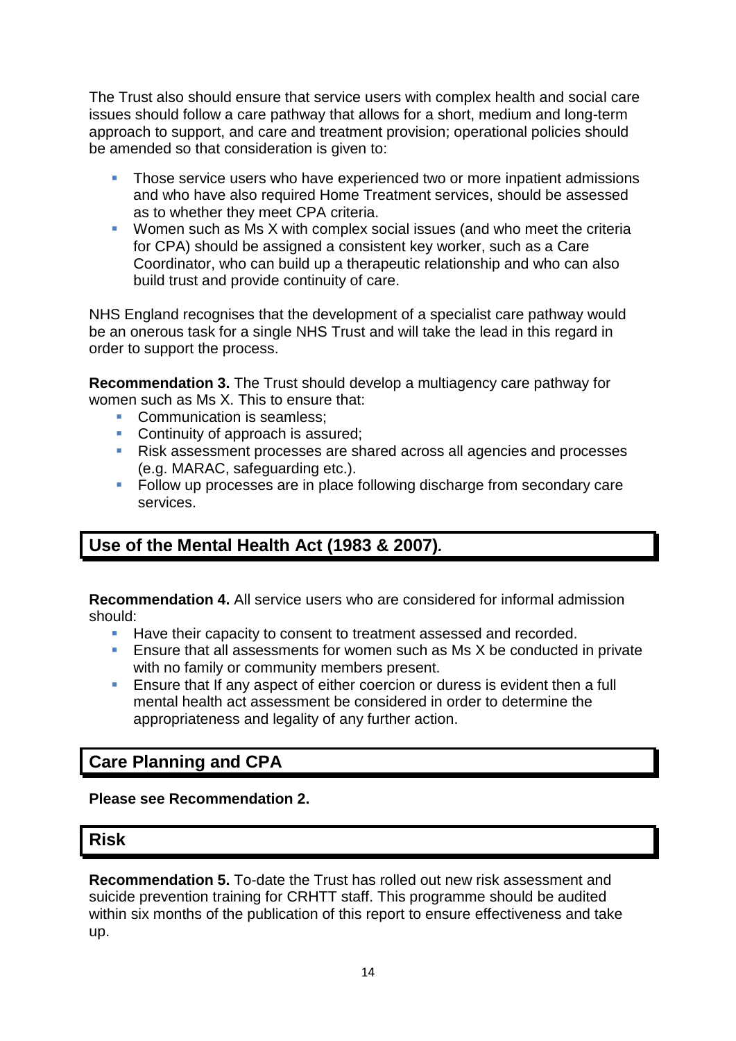The Trust also should ensure that service users with complex health and social care issues should follow a care pathway that allows for a short, medium and long-term approach to support, and care and treatment provision; operational policies should be amended so that consideration is given to:

- Those service users who have experienced two or more inpatient admissions and who have also required Home Treatment services, should be assessed as to whether they meet CPA criteria.
- Women such as Ms X with complex social issues (and who meet the criteria for CPA) should be assigned a consistent key worker, such as a Care Coordinator, who can build up a therapeutic relationship and who can also build trust and provide continuity of care.

NHS England recognises that the development of a specialist care pathway would be an onerous task for a single NHS Trust and will take the lead in this regard in order to support the process.

**Recommendation 3.** The Trust should develop a multiagency care pathway for women such as Ms X. This to ensure that:

- Communication is seamless;
- Continuity of approach is assured;
- Risk assessment processes are shared across all agencies and processes (e.g. MARAC, safeguarding etc.).
- Follow up processes are in place following discharge from secondary care services.

## Use of the Mental Health Act (1983 & 2007)*.*

**Recommendation 4.** All service users who are considered for informal admission should:

- Have their capacity to consent to treatment assessed and recorded.
- Ensure that all assessments for women such as Ms X be conducted in private with no family or community members present.
- Ensure that If any aspect of either coercion or duress is evident then a full mental health act assessment be considered in order to determine the appropriateness and legality of any further action.

## Care Planning and CPA

**Please see Recommendation 2.**

## Risk

**Recommendation 5.** To-date the Trust has rolled out new risk assessment and suicide prevention training for CRHTT staff. This programme should be audited within six months of the publication of this report to ensure effectiveness and take up.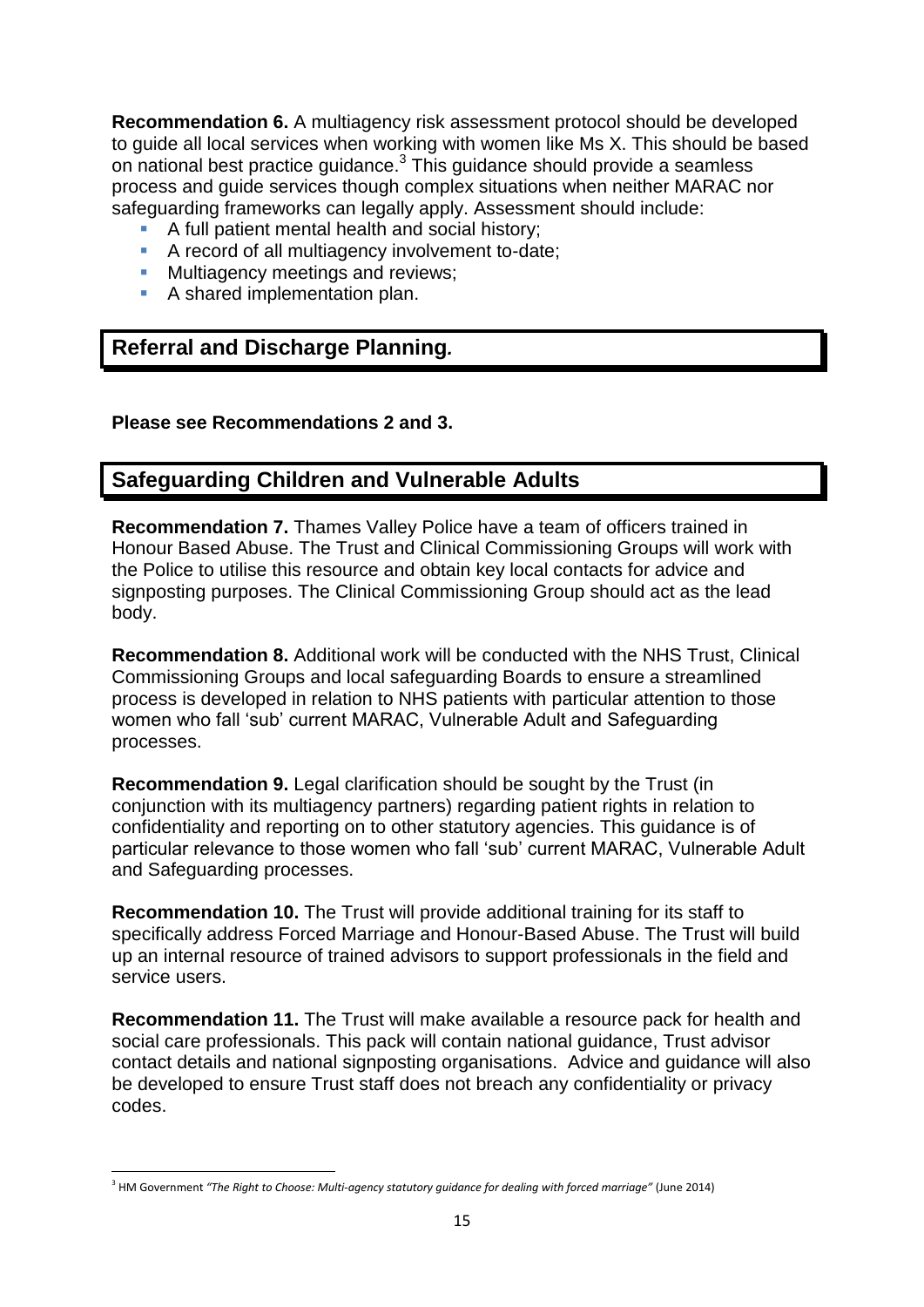**Recommendation 6.** A multiagency risk assessment protocol should be developed to guide all local services when working with women like Ms X. This should be based on national best practice guidance.[3] This guidance should provide a seamless process and guide services though complex situations when neither MARAC nor safeguarding frameworks can legally apply. Assessment should include:

- A full patient mental health and social history;
- A record of all multiagency involvement to-date;
- Multiagency meetings and reviews;
- A shared implementation plan.

## Referral and Discharge Planning.

**Please see Recommendations 2 and 3.**

## Safeguarding Children and Vulnerable Adults

**Recommendation 7.** Thames Valley Police have a team of officers trained in Honour Based Abuse. The Trust and Clinical Commissioning Groups will work with the Police to utilise this resource and obtain key local contacts for advice and signposting purposes. The Clinical Commissioning Group should act as the lead body.

**Recommendation 8.** Additional work will be conducted with the NHS Trust, Clinical Commissioning Groups and local safeguarding Boards to ensure a streamlined process is developed in relation to NHS patients with particular attention to those women who fall 'sub' current MARAC, Vulnerable Adult and Safeguarding processes.

**Recommendation 9.** Legal clarification should be sought by the Trust (in conjunction with its multiagency partners) regarding patient rights in relation to confidentiality and reporting on to other statutory agencies. This guidance is of particular relevance to those women who fall 'sub' current MARAC, Vulnerable Adult and Safeguarding processes.

**Recommendation 10.** The Trust will provide additional training for its staff to specifically address Forced Marriage and Honour-Based Abuse. The Trust will build up an internal resource of trained advisors to support professionals in the field and service users.

**Recommendation 11.** The Trust will make available a resource pack for health and social care professionals. This pack will contain national guidance, Trust advisor contact details and national signposting organisations. Advice and guidance will also be developed to ensure Trust staff does not breach any confidentiality or privacy codes.

---

[3] HM Government *"The Right to Choose: Multi-agency statutory guidance for dealing with forced marriage"* (June 2014)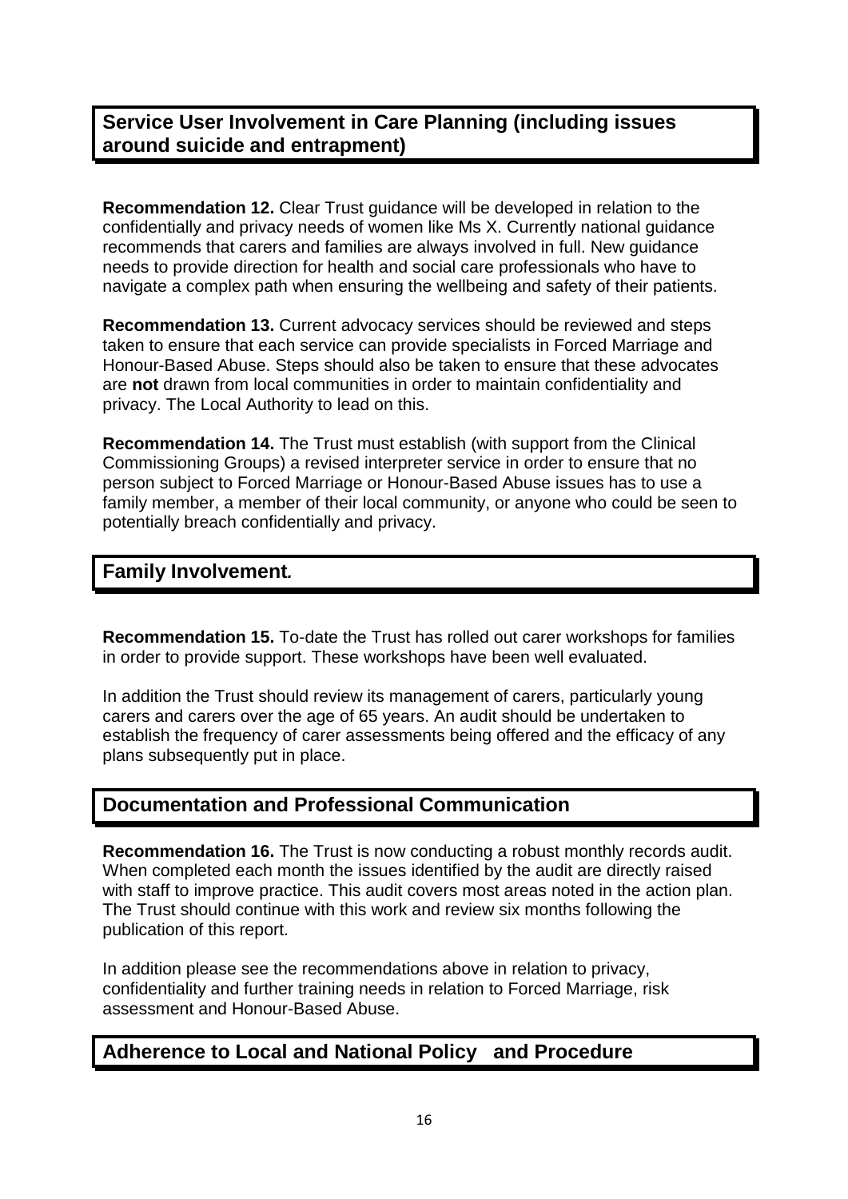## Service User Involvement in Care Planning (including issues around suicide and entrapment)

**Recommendation 12.** Clear Trust guidance will be developed in relation to the confidentially and privacy needs of women like Ms X. Currently national guidance recommends that carers and families are always involved in full. New guidance needs to provide direction for health and social care professionals who have to navigate a complex path when ensuring the wellbeing and safety of their patients.

**Recommendation 13.** Current advocacy services should be reviewed and steps taken to ensure that each service can provide specialists in Forced Marriage and Honour-Based Abuse. Steps should also be taken to ensure that these advocates are **not** drawn from local communities in order to maintain confidentiality and privacy. The Local Authority to lead on this.

**Recommendation 14.** The Trust must establish (with support from the Clinical Commissioning Groups) a revised interpreter service in order to ensure that no person subject to Forced Marriage or Honour-Based Abuse issues has to use a family member, a member of their local community, or anyone who could be seen to potentially breach confidentially and privacy.

## Family Involvement*.*

**Recommendation 15.** To-date the Trust has rolled out carer workshops for families in order to provide support. These workshops have been well evaluated.

In addition the Trust should review its management of carers, particularly young carers and carers over the age of 65 years. An audit should be undertaken to establish the frequency of carer assessments being offered and the efficacy of any plans subsequently put in place.

## Documentation and Professional Communication

**Recommendation 16.** The Trust is now conducting a robust monthly records audit. When completed each month the issues identified by the audit are directly raised with staff to improve practice. This audit covers most areas noted in the action plan. The Trust should continue with this work and review six months following the publication of this report.

In addition please see the recommendations above in relation to privacy, confidentiality and further training needs in relation to Forced Marriage, risk assessment and Honour-Based Abuse.

## Adherence to Local and National Policy and Procedure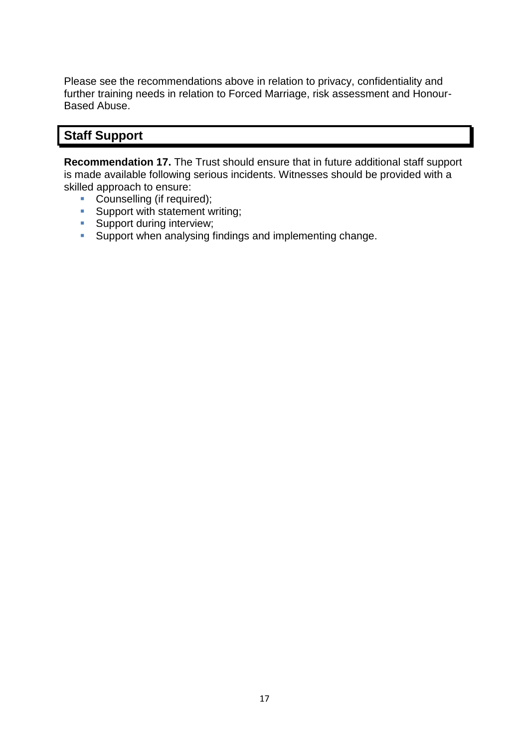Please see the recommendations above in relation to privacy, confidentiality and further training needs in relation to Forced Marriage, risk assessment and Honour-Based Abuse.

## Staff Support

**Recommendation 17.** The Trust should ensure that in future additional staff support is made available following serious incidents. Witnesses should be provided with a skilled approach to ensure:

- Counselling (if required);
- Support with statement writing;
- Support during interview;
- Support when analysing findings and implementing change.